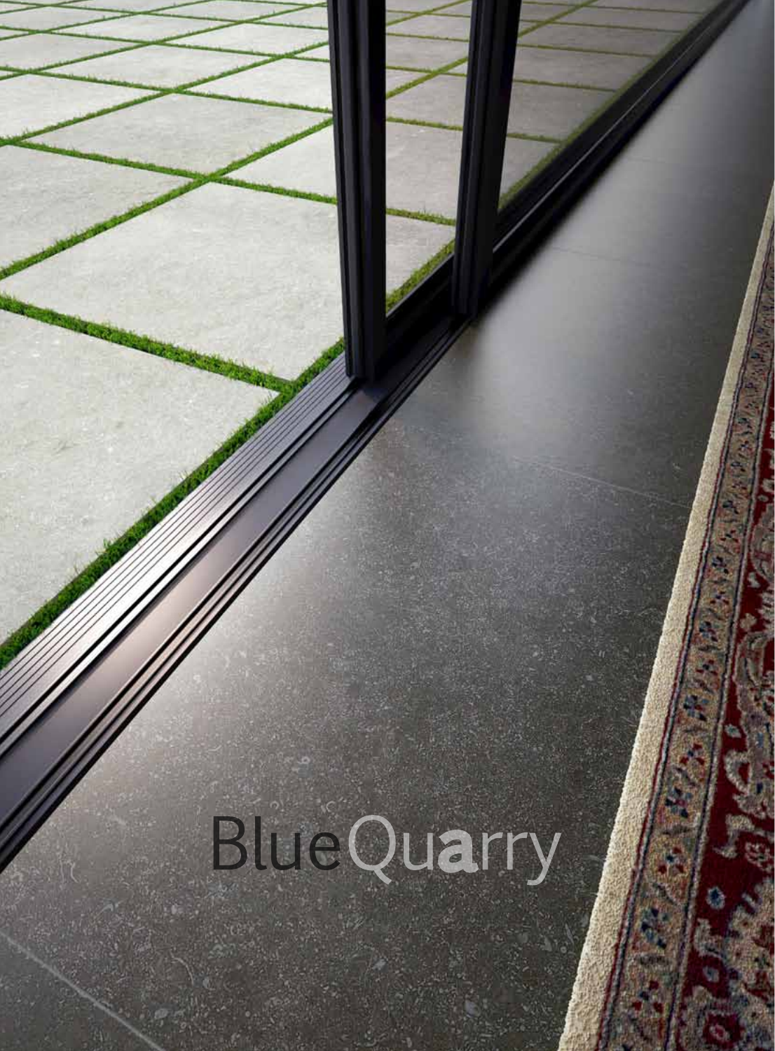# BlueQuarry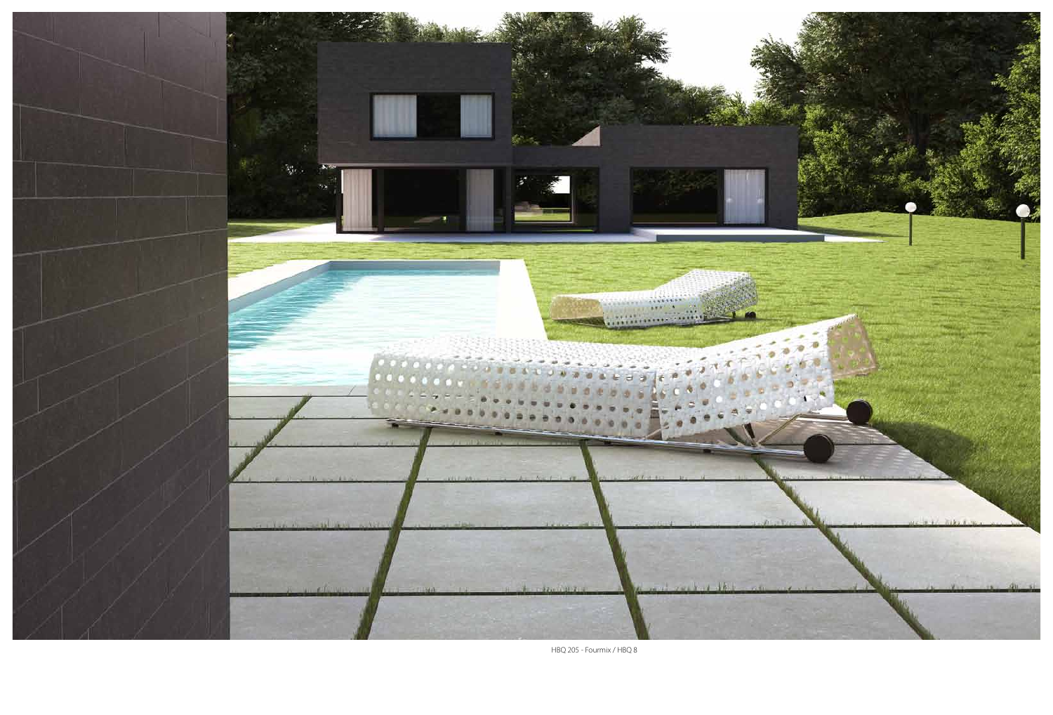HBQ 205 - Fourmix / HBQ 8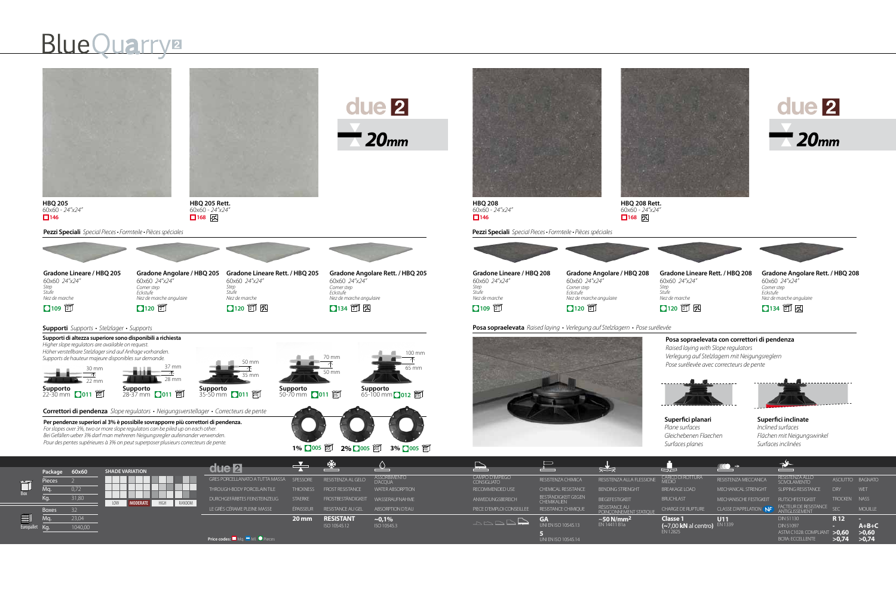# BlueQuarry

## HBQ 205
60x60 - *24"x24"*
146

## HBQ 205 Rett.
60x60 - *24"x24"*
168

due 2
20mm

## HBQ 208
60x60 - *24"x24"*
146

## HBQ 208 Rett.
60x60 - *24"x24"*
168

due 2
20mm

### Pezzi Speciali *Special Pieces • Formteile • Pièces spéciales*

**Gradone Lineare / HBQ 205**
60x60 *24"x24"*
*Step*
*Stufe*
*Nez de marche*
109

**Gradone Angolare / HBQ 205**
60x60 *24"x24"*
*Corner step*
*Eckstufe*
*Nez de marche angulaire*
120

**Gradone Lineare Rett. / HBQ 205**
60x60 *24"x24"*
*Step*
*Stufe*
*Nez de marche*
120

**Gradone Angolare Rett. / HBQ 205**
60x60 *24"x24"*
*Corner step*
*Eckstufe*
*Nez de marche angulaire*
134

### Pezzi Speciali *Special Pieces • Formteile • Pièces spéciales*

**Gradone Lineare / HBQ 208**
60x60 *24"x24"*
*Step*
*Stufe*
*Nez de marche*
109

**Gradone Angolare / HBQ 208**
60x60 *24"x24"*
*Corner step*
*Eckstufe*
*Nez de marche angulaire*
120

**Gradone Lineare Rett. / HBQ 208**
60x60 *24"x24"*
*Step*
*Stufe*
*Nez de marche*
120

**Gradone Angolare Rett. / HBQ 208**
60x60 *24"x24"*
*Corner step*
*Eckstufe*
*Nez de marche angulaire*
134

### Supporti *Supports • Stelzlager • Supports*

**Supporti di altezza superiore sono disponibili a richiesta**
*Higher slope regulators are available on request.*
*Höher verstellbare Stelzlager sind auf Anfrage vorhanden.*
*Supports de hauteur majeure disponibles sur demande.*

**Supporto** 22-30 mm 011 (30 mm / 22 mm)
**Supporto** 28-37 mm 011 (37 mm / 28 mm)
**Supporto** 35-50 mm 011 (50 mm / 35 mm)
**Supporto** 50-70 mm 011 (70 mm / 50 mm)
**Supporto** 65-100 mm 012 (100 mm / 65 mm)

### Correttori di pendenza *Slope regulators • Neigungsverstellager • Correcteurs de pente*

**Per pendenze superiori al 3% è possibile sovrapporre più correttori di pendenza.**
*For slopes over 3%, two or more slope regulators can be piled up on each other.*
*Bei Gefällen ueber 3% darf man mehreren Neigungsregler aufeinander verwenden.*
*Pour des pentes supérieures à 3% on peut superposer plusieurs correcteurs de pente.*

**1%** 005 **2%** 005 **3%** 005

### Posa sopraelevata *Raised laying • Verlegung auf Stelzlagern • Pose surélevée*

**Posa sopraelevata con correttori di pendenza**
*Raised laying with Slope regulators*
*Verlegung auf Stelzlagern mit Neigungsreglern*
*Pose surélevée avec correcteurs de pente*

**Superfici planari**
*Plane surfaces*
*Gleichebenen Flaechen*
*Surfaces planes*

**Superfici inclinate**
*Inclined surfaces*
*Flächen mit Neigungswinkel*
*Surfaces inclinées*

| | Package | 60x60 |
|---|---|---|
| Box | Pieces | 2 |
| | Mq. | 0,72 |
| | Kg. | 31,80 |
| Europallet | Boxes | 32 |
| | Mq. | 23,04 |
| | Kg. | 1040,00 |

**SHADE VARIATION**: LOW – **MODERATE** – HIGH – RANDOM

| due 2 | Spessore | Resistenza al gelo | Assorbimento d'acqua | Campo d'impiego consigliato | Resistenza chimica | Resistenza alla flessione | Carico di rottura medio | Resistenza meccanica | Resistenza allo scivolamento | Asciutto | Bagnato |
|---|---|---|---|---|---|---|---|---|---|---|---|
| THROUGH-BODY PORCELAIN TILE | THICKNESS | FROST RESISTANCE | WATER ABSORPTION | RECOMMENDED USE | CHEMICAL RESISTANCE | BENDING STRENGHT | BREAKAGE LOAD | MECHANICAL STRENGHT | SLIPPING RESISTANCE | DRY | WET |
| DURCHGEFÄRBTES FEINSTEINZEUG | STAERKE | FROSTBESTÄNDIGKEIT | WASSERAUFNAHME | ANWENDUNGSBEREICH | BESTÄNDIGKEIT GEGEN CHEMIKALIEN | BIEGEFESTIGKEIT | BRUCHLAST | MECHANISCHE FESTIGKEIT | RUTSCHFESTIGKEIT | TROCKEN | NASS |
| LE GRÈS CÉRAME PLEINE MASSE | EPAISSEUR | RESISTANCE AU GEL | ABSORPTION D'EAU | PIECE D'EMPLOI CONSEILLEE | RESISTANCE CHIMIQUE | RÉSISTANCE AU POINÇONNEMENT STATIQUE | CHARGE DE RUPTURE | CLASSE D'APPELATION NF | FACTEUR DE RESISTANCE ANTIGLISSEMENT | SEC | MOUILLE |
| | **20 mm** | **RESISTANT** ISO 10545.12 | **~0,1%** ISO 10545.3 | | **GA** UNI EN ISO 10545.13 / **5** UNI EN ISO 10545.14 | **~50 N/mm²** EN 14411 B1a | **Classe 1 (~7,00 kN al centro)** EN 12825 | **U11** EN 1339 | DIN 51130 | **R 12** | - |
| | | | | | | | | | DIN 51097 | - | **A+B+C** |
| | | | | | | | | | ASTM C1028: COMPLIANT | **>0,60** | **>0,60** |
| | | | | | | | | | BCRA: ECCELLENTE | **>0,74** | **>0,74** |

**Price codes:** Mq – Ml – Pieces